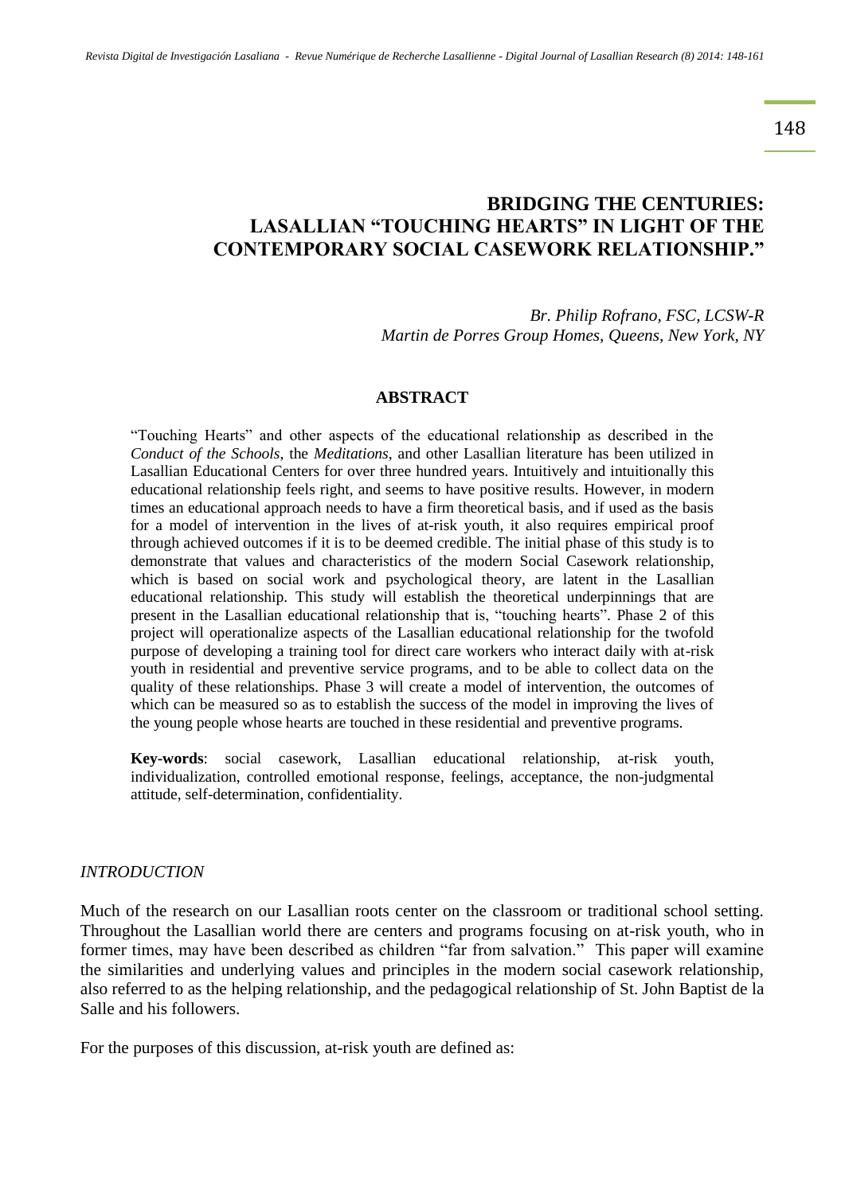# BRIDGING THE CENTURIES: LASALLIAN "TOUCHING HEARTS" IN LIGHT OF THE CONTEMPORARY SOCIAL CASEWORK RELATIONSHIP."

*Br. Philip Rofrano, FSC, LCSW-R*
*Martin de Porres Group Homes, Queens, New York, NY*

## ABSTRACT

"Touching Hearts" and other aspects of the educational relationship as described in the *Conduct of the Schools*, the *Meditations*, and other Lasallian literature has been utilized in Lasallian Educational Centers for over three hundred years. Intuitively and intuitionally this educational relationship feels right, and seems to have positive results. However, in modern times an educational approach needs to have a firm theoretical basis, and if used as the basis for a model of intervention in the lives of at-risk youth, it also requires empirical proof through achieved outcomes if it is to be deemed credible. The initial phase of this study is to demonstrate that values and characteristics of the modern Social Casework relationship, which is based on social work and psychological theory, are latent in the Lasallian educational relationship. This study will establish the theoretical underpinnings that are present in the Lasallian educational relationship that is, "touching hearts". Phase 2 of this project will operationalize aspects of the Lasallian educational relationship for the twofold purpose of developing a training tool for direct care workers who interact daily with at-risk youth in residential and preventive service programs, and to be able to collect data on the quality of these relationships. Phase 3 will create a model of intervention, the outcomes of which can be measured so as to establish the success of the model in improving the lives of the young people whose hearts are touched in these residential and preventive programs.

**Key-words**: social casework, Lasallian educational relationship, at-risk youth, individualization, controlled emotional response, feelings, acceptance, the non-judgmental attitude, self-determination, confidentiality.

## *INTRODUCTION*

Much of the research on our Lasallian roots center on the classroom or traditional school setting. Throughout the Lasallian world there are centers and programs focusing on at-risk youth, who in former times, may have been described as children "far from salvation." This paper will examine the similarities and underlying values and principles in the modern social casework relationship, also referred to as the helping relationship, and the pedagogical relationship of St. John Baptist de la Salle and his followers.

For the purposes of this discussion, at-risk youth are defined as: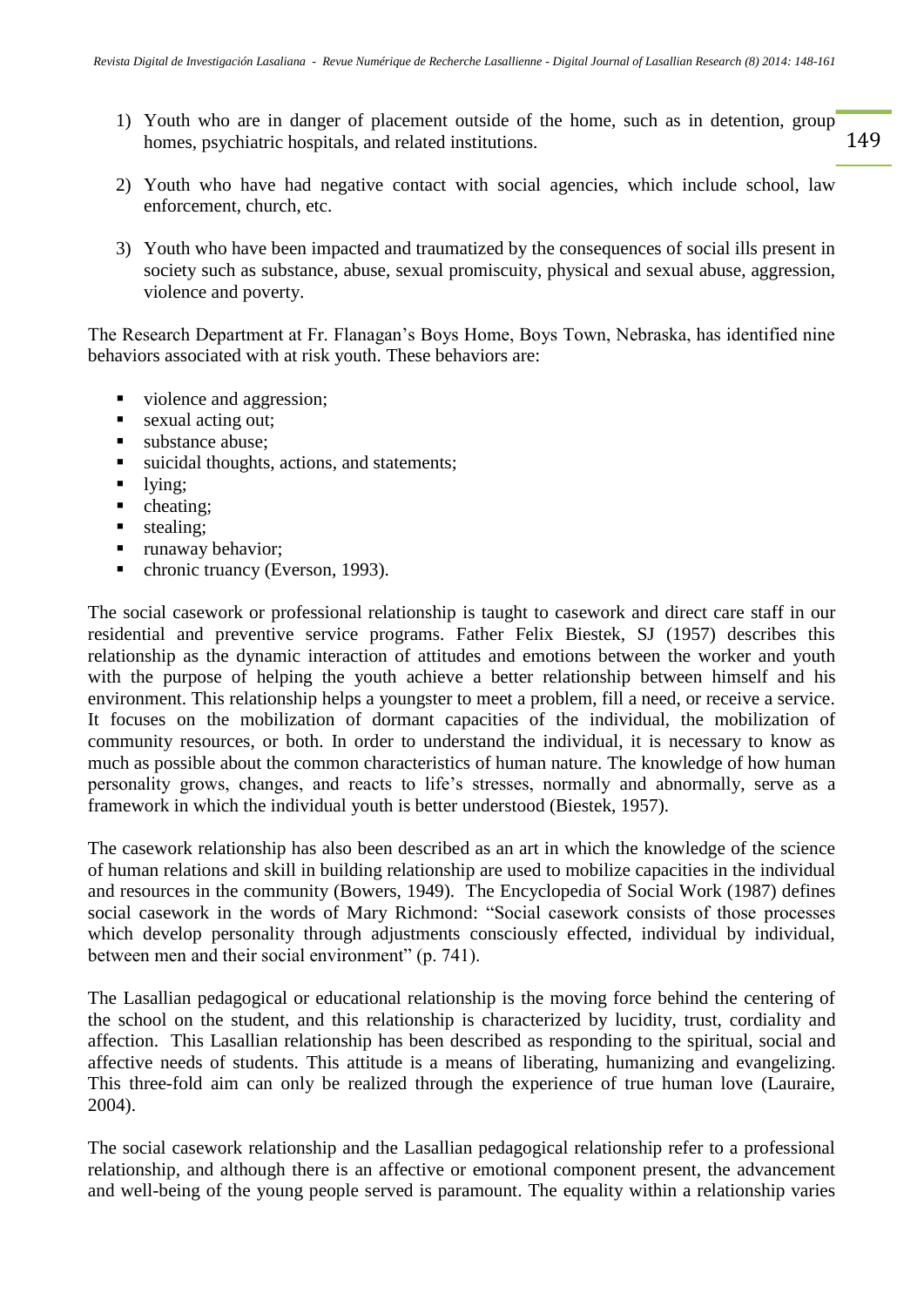1) Youth who are in danger of placement outside of the home, such as in detention, group homes, psychiatric hospitals, and related institutions.

2) Youth who have had negative contact with social agencies, which include school, law enforcement, church, etc.

3) Youth who have been impacted and traumatized by the consequences of social ills present in society such as substance, abuse, sexual promiscuity, physical and sexual abuse, aggression, violence and poverty.

The Research Department at Fr. Flanagan's Boys Home, Boys Town, Nebraska, has identified nine behaviors associated with at risk youth. These behaviors are:

- violence and aggression;
- sexual acting out;
- substance abuse;
- suicidal thoughts, actions, and statements;
- lying;
- cheating;
- stealing;
- runaway behavior;
- chronic truancy (Everson, 1993).

The social casework or professional relationship is taught to casework and direct care staff in our residential and preventive service programs. Father Felix Biestek, SJ (1957) describes this relationship as the dynamic interaction of attitudes and emotions between the worker and youth with the purpose of helping the youth achieve a better relationship between himself and his environment. This relationship helps a youngster to meet a problem, fill a need, or receive a service. It focuses on the mobilization of dormant capacities of the individual, the mobilization of community resources, or both. In order to understand the individual, it is necessary to know as much as possible about the common characteristics of human nature. The knowledge of how human personality grows, changes, and reacts to life's stresses, normally and abnormally, serve as a framework in which the individual youth is better understood (Biestek, 1957).

The casework relationship has also been described as an art in which the knowledge of the science of human relations and skill in building relationship are used to mobilize capacities in the individual and resources in the community (Bowers, 1949). The Encyclopedia of Social Work (1987) defines social casework in the words of Mary Richmond: "Social casework consists of those processes which develop personality through adjustments consciously effected, individual by individual, between men and their social environment" (p. 741).

The Lasallian pedagogical or educational relationship is the moving force behind the centering of the school on the student, and this relationship is characterized by lucidity, trust, cordiality and affection. This Lasallian relationship has been described as responding to the spiritual, social and affective needs of students. This attitude is a means of liberating, humanizing and evangelizing. This three-fold aim can only be realized through the experience of true human love (Lauraire, 2004).

The social casework relationship and the Lasallian pedagogical relationship refer to a professional relationship, and although there is an affective or emotional component present, the advancement and well-being of the young people served is paramount. The equality within a relationship varies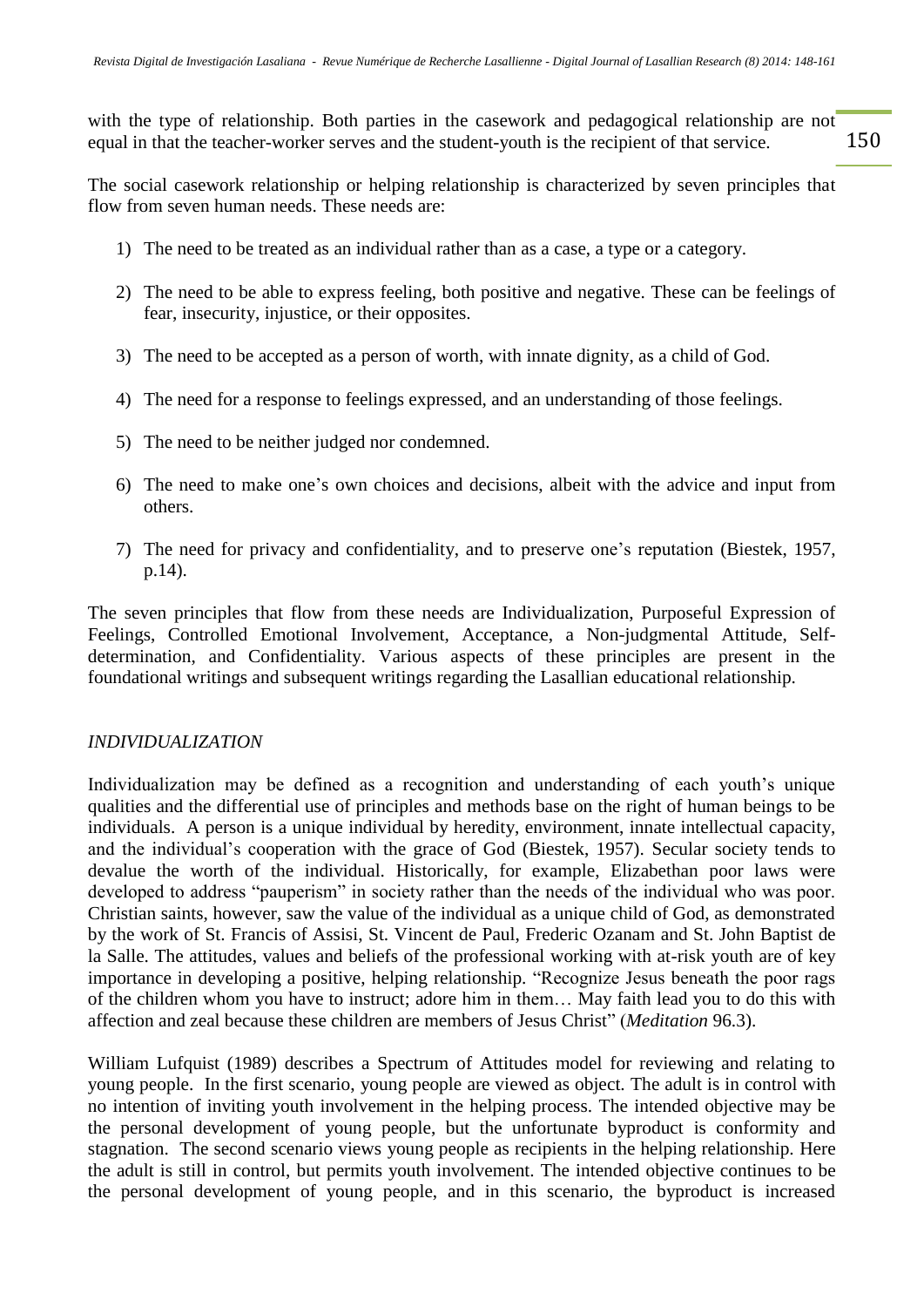with the type of relationship. Both parties in the casework and pedagogical relationship are not equal in that the teacher-worker serves and the student-youth is the recipient of that service.

The social casework relationship or helping relationship is characterized by seven principles that flow from seven human needs. These needs are:

1) The need to be treated as an individual rather than as a case, a type or a category.

2) The need to be able to express feeling, both positive and negative. These can be feelings of fear, insecurity, injustice, or their opposites.

3) The need to be accepted as a person of worth, with innate dignity, as a child of God.

4) The need for a response to feelings expressed, and an understanding of those feelings.

5) The need to be neither judged nor condemned.

6) The need to make one's own choices and decisions, albeit with the advice and input from others.

7) The need for privacy and confidentiality, and to preserve one's reputation (Biestek, 1957, p.14).

The seven principles that flow from these needs are Individualization, Purposeful Expression of Feelings, Controlled Emotional Involvement, Acceptance, a Non-judgmental Attitude, Self-determination, and Confidentiality. Various aspects of these principles are present in the foundational writings and subsequent writings regarding the Lasallian educational relationship.

*INDIVIDUALIZATION*

Individualization may be defined as a recognition and understanding of each youth's unique qualities and the differential use of principles and methods base on the right of human beings to be individuals. A person is a unique individual by heredity, environment, innate intellectual capacity, and the individual's cooperation with the grace of God (Biestek, 1957). Secular society tends to devalue the worth of the individual. Historically, for example, Elizabethan poor laws were developed to address "pauperism" in society rather than the needs of the individual who was poor. Christian saints, however, saw the value of the individual as a unique child of God, as demonstrated by the work of St. Francis of Assisi, St. Vincent de Paul, Frederic Ozanam and St. John Baptist de la Salle. The attitudes, values and beliefs of the professional working with at-risk youth are of key importance in developing a positive, helping relationship. "Recognize Jesus beneath the poor rags of the children whom you have to instruct; adore him in them… May faith lead you to do this with affection and zeal because these children are members of Jesus Christ" (*Meditation* 96.3).

William Lufquist (1989) describes a Spectrum of Attitudes model for reviewing and relating to young people. In the first scenario, young people are viewed as object. The adult is in control with no intention of inviting youth involvement in the helping process. The intended objective may be the personal development of young people, but the unfortunate byproduct is conformity and stagnation. The second scenario views young people as recipients in the helping relationship. Here the adult is still in control, but permits youth involvement. The intended objective continues to be the personal development of young people, and in this scenario, the byproduct is increased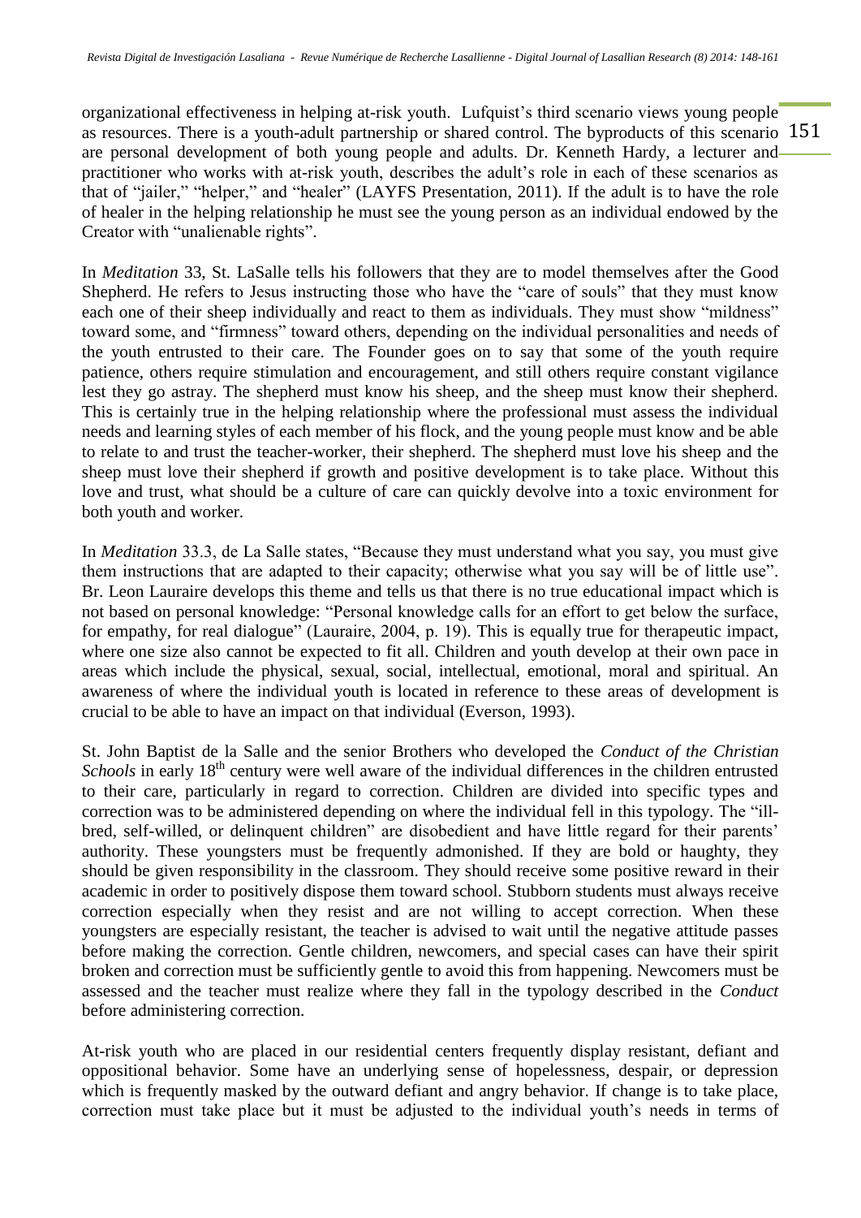organizational effectiveness in helping at-risk youth. Lufquist's third scenario views young people as resources. There is a youth-adult partnership or shared control. The byproducts of this scenario are personal development of both young people and adults. Dr. Kenneth Hardy, a lecturer and practitioner who works with at-risk youth, describes the adult's role in each of these scenarios as that of "jailer," "helper," and "healer" (LAYFS Presentation, 2011). If the adult is to have the role of healer in the helping relationship he must see the young person as an individual endowed by the Creator with "unalienable rights".

In *Meditation* 33, St. LaSalle tells his followers that they are to model themselves after the Good Shepherd. He refers to Jesus instructing those who have the "care of souls" that they must know each one of their sheep individually and react to them as individuals. They must show "mildness" toward some, and "firmness" toward others, depending on the individual personalities and needs of the youth entrusted to their care. The Founder goes on to say that some of the youth require patience, others require stimulation and encouragement, and still others require constant vigilance lest they go astray. The shepherd must know his sheep, and the sheep must know their shepherd. This is certainly true in the helping relationship where the professional must assess the individual needs and learning styles of each member of his flock, and the young people must know and be able to relate to and trust the teacher-worker, their shepherd. The shepherd must love his sheep and the sheep must love their shepherd if growth and positive development is to take place. Without this love and trust, what should be a culture of care can quickly devolve into a toxic environment for both youth and worker.

In *Meditation* 33.3, de La Salle states, "Because they must understand what you say, you must give them instructions that are adapted to their capacity; otherwise what you say will be of little use". Br. Leon Lauraire develops this theme and tells us that there is no true educational impact which is not based on personal knowledge: "Personal knowledge calls for an effort to get below the surface, for empathy, for real dialogue" (Lauraire, 2004, p. 19). This is equally true for therapeutic impact, where one size also cannot be expected to fit all. Children and youth develop at their own pace in areas which include the physical, sexual, social, intellectual, emotional, moral and spiritual. An awareness of where the individual youth is located in reference to these areas of development is crucial to be able to have an impact on that individual (Everson, 1993).

St. John Baptist de la Salle and the senior Brothers who developed the *Conduct of the Christian Schools* in early 18th century were well aware of the individual differences in the children entrusted to their care, particularly in regard to correction. Children are divided into specific types and correction was to be administered depending on where the individual fell in this typology. The "ill-bred, self-willed, or delinquent children" are disobedient and have little regard for their parents' authority. These youngsters must be frequently admonished. If they are bold or haughty, they should be given responsibility in the classroom. They should receive some positive reward in their academic in order to positively dispose them toward school. Stubborn students must always receive correction especially when they resist and are not willing to accept correction. When these youngsters are especially resistant, the teacher is advised to wait until the negative attitude passes before making the correction. Gentle children, newcomers, and special cases can have their spirit broken and correction must be sufficiently gentle to avoid this from happening. Newcomers must be assessed and the teacher must realize where they fall in the typology described in the *Conduct* before administering correction.

At-risk youth who are placed in our residential centers frequently display resistant, defiant and oppositional behavior. Some have an underlying sense of hopelessness, despair, or depression which is frequently masked by the outward defiant and angry behavior. If change is to take place, correction must take place but it must be adjusted to the individual youth's needs in terms of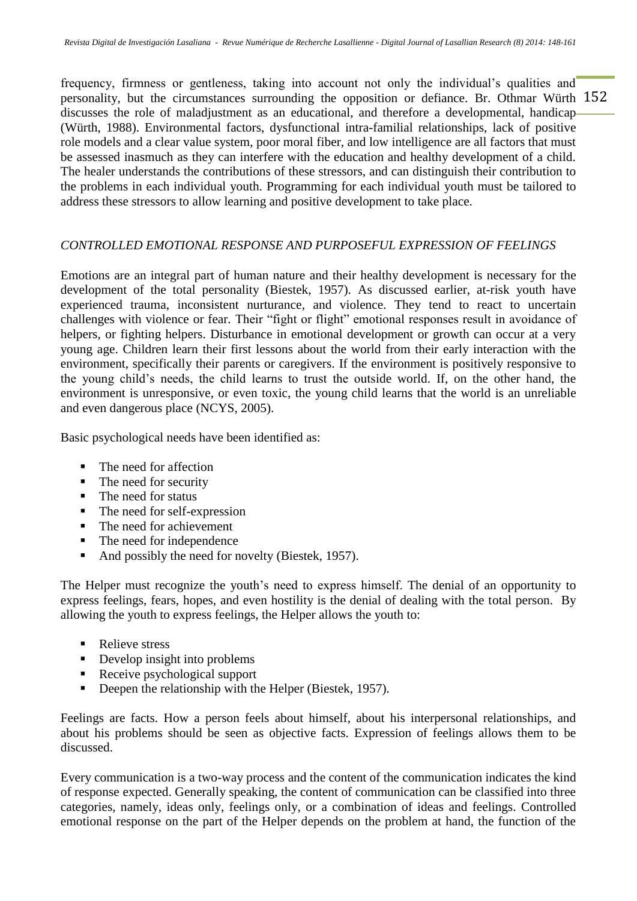frequency, firmness or gentleness, taking into account not only the individual's qualities and personality, but the circumstances surrounding the opposition or defiance. Br. Othmar Würth discusses the role of maladjustment as an educational, and therefore a developmental, handicap (Würth, 1988). Environmental factors, dysfunctional intra-familial relationships, lack of positive role models and a clear value system, poor moral fiber, and low intelligence are all factors that must be assessed inasmuch as they can interfere with the education and healthy development of a child. The healer understands the contributions of these stressors, and can distinguish their contribution to the problems in each individual youth. Programming for each individual youth must be tailored to address these stressors to allow learning and positive development to take place.

*CONTROLLED EMOTIONAL RESPONSE AND PURPOSEFUL EXPRESSION OF FEELINGS*

Emotions are an integral part of human nature and their healthy development is necessary for the development of the total personality (Biestek, 1957). As discussed earlier, at-risk youth have experienced trauma, inconsistent nurturance, and violence. They tend to react to uncertain challenges with violence or fear. Their "fight or flight" emotional responses result in avoidance of helpers, or fighting helpers. Disturbance in emotional development or growth can occur at a very young age. Children learn their first lessons about the world from their early interaction with the environment, specifically their parents or caregivers. If the environment is positively responsive to the young child's needs, the child learns to trust the outside world. If, on the other hand, the environment is unresponsive, or even toxic, the young child learns that the world is an unreliable and even dangerous place (NCYS, 2005).

Basic psychological needs have been identified as:

- The need for affection
- The need for security
- The need for status
- The need for self-expression
- The need for achievement
- The need for independence
- And possibly the need for novelty (Biestek, 1957).

The Helper must recognize the youth's need to express himself. The denial of an opportunity to express feelings, fears, hopes, and even hostility is the denial of dealing with the total person. By allowing the youth to express feelings, the Helper allows the youth to:

- Relieve stress
- Develop insight into problems
- Receive psychological support
- Deepen the relationship with the Helper (Biestek, 1957).

Feelings are facts. How a person feels about himself, about his interpersonal relationships, and about his problems should be seen as objective facts. Expression of feelings allows them to be discussed.

Every communication is a two-way process and the content of the communication indicates the kind of response expected. Generally speaking, the content of communication can be classified into three categories, namely, ideas only, feelings only, or a combination of ideas and feelings. Controlled emotional response on the part of the Helper depends on the problem at hand, the function of the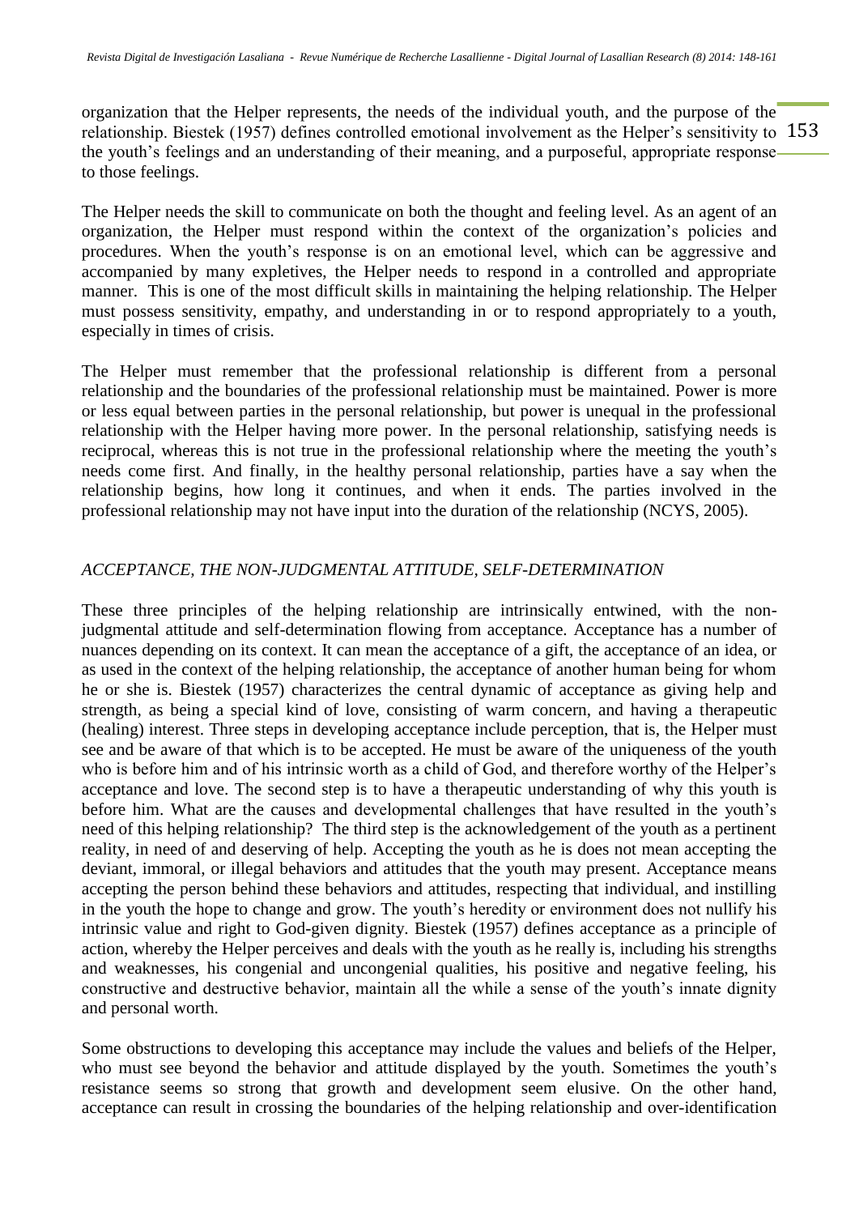organization that the Helper represents, the needs of the individual youth, and the purpose of the relationship. Biestek (1957) defines controlled emotional involvement as the Helper's sensitivity to the youth's feelings and an understanding of their meaning, and a purposeful, appropriate response to those feelings.

The Helper needs the skill to communicate on both the thought and feeling level. As an agent of an organization, the Helper must respond within the context of the organization's policies and procedures. When the youth's response is on an emotional level, which can be aggressive and accompanied by many expletives, the Helper needs to respond in a controlled and appropriate manner. This is one of the most difficult skills in maintaining the helping relationship. The Helper must possess sensitivity, empathy, and understanding in or to respond appropriately to a youth, especially in times of crisis.

The Helper must remember that the professional relationship is different from a personal relationship and the boundaries of the professional relationship must be maintained. Power is more or less equal between parties in the personal relationship, but power is unequal in the professional relationship with the Helper having more power. In the personal relationship, satisfying needs is reciprocal, whereas this is not true in the professional relationship where the meeting the youth's needs come first. And finally, in the healthy personal relationship, parties have a say when the relationship begins, how long it continues, and when it ends. The parties involved in the professional relationship may not have input into the duration of the relationship (NCYS, 2005).

*ACCEPTANCE, THE NON-JUDGMENTAL ATTITUDE, SELF-DETERMINATION*

These three principles of the helping relationship are intrinsically entwined, with the non-judgmental attitude and self-determination flowing from acceptance. Acceptance has a number of nuances depending on its context. It can mean the acceptance of a gift, the acceptance of an idea, or as used in the context of the helping relationship, the acceptance of another human being for whom he or she is. Biestek (1957) characterizes the central dynamic of acceptance as giving help and strength, as being a special kind of love, consisting of warm concern, and having a therapeutic (healing) interest. Three steps in developing acceptance include perception, that is, the Helper must see and be aware of that which is to be accepted. He must be aware of the uniqueness of the youth who is before him and of his intrinsic worth as a child of God, and therefore worthy of the Helper's acceptance and love. The second step is to have a therapeutic understanding of why this youth is before him. What are the causes and developmental challenges that have resulted in the youth's need of this helping relationship? The third step is the acknowledgement of the youth as a pertinent reality, in need of and deserving of help. Accepting the youth as he is does not mean accepting the deviant, immoral, or illegal behaviors and attitudes that the youth may present. Acceptance means accepting the person behind these behaviors and attitudes, respecting that individual, and instilling in the youth the hope to change and grow. The youth's heredity or environment does not nullify his intrinsic value and right to God-given dignity. Biestek (1957) defines acceptance as a principle of action, whereby the Helper perceives and deals with the youth as he really is, including his strengths and weaknesses, his congenial and uncongenial qualities, his positive and negative feeling, his constructive and destructive behavior, maintain all the while a sense of the youth's innate dignity and personal worth.

Some obstructions to developing this acceptance may include the values and beliefs of the Helper, who must see beyond the behavior and attitude displayed by the youth. Sometimes the youth's resistance seems so strong that growth and development seem elusive. On the other hand, acceptance can result in crossing the boundaries of the helping relationship and over-identification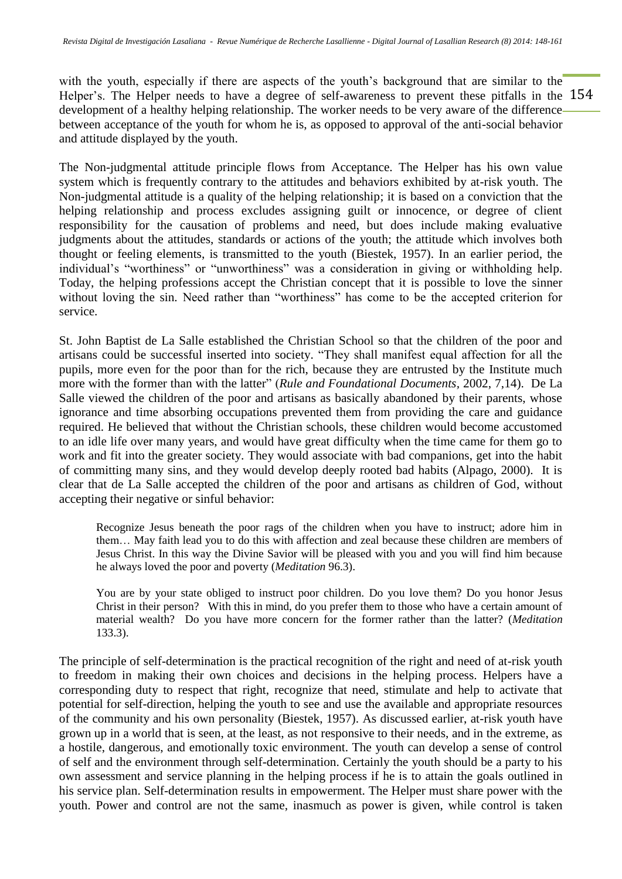with the youth, especially if there are aspects of the youth's background that are similar to the Helper's. The Helper needs to have a degree of self-awareness to prevent these pitfalls in the development of a healthy helping relationship. The worker needs to be very aware of the difference between acceptance of the youth for whom he is, as opposed to approval of the anti-social behavior and attitude displayed by the youth.

The Non-judgmental attitude principle flows from Acceptance. The Helper has his own value system which is frequently contrary to the attitudes and behaviors exhibited by at-risk youth. The Non-judgmental attitude is a quality of the helping relationship; it is based on a conviction that the helping relationship and process excludes assigning guilt or innocence, or degree of client responsibility for the causation of problems and need, but does include making evaluative judgments about the attitudes, standards or actions of the youth; the attitude which involves both thought or feeling elements, is transmitted to the youth (Biestek, 1957). In an earlier period, the individual's "worthiness" or "unworthiness" was a consideration in giving or withholding help. Today, the helping professions accept the Christian concept that it is possible to love the sinner without loving the sin. Need rather than "worthiness" has come to be the accepted criterion for service.

St. John Baptist de La Salle established the Christian School so that the children of the poor and artisans could be successful inserted into society. "They shall manifest equal affection for all the pupils, more even for the poor than for the rich, because they are entrusted by the Institute much more with the former than with the latter" (*Rule and Foundational Documents*, 2002, 7,14). De La Salle viewed the children of the poor and artisans as basically abandoned by their parents, whose ignorance and time absorbing occupations prevented them from providing the care and guidance required. He believed that without the Christian schools, these children would become accustomed to an idle life over many years, and would have great difficulty when the time came for them go to work and fit into the greater society. They would associate with bad companions, get into the habit of committing many sins, and they would develop deeply rooted bad habits (Alpago, 2000). It is clear that de La Salle accepted the children of the poor and artisans as children of God, without accepting their negative or sinful behavior:

> Recognize Jesus beneath the poor rags of the children when you have to instruct; adore him in them… May faith lead you to do this with affection and zeal because these children are members of Jesus Christ. In this way the Divine Savior will be pleased with you and you will find him because he always loved the poor and poverty (*Meditation* 96.3).

> You are by your state obliged to instruct poor children. Do you love them? Do you honor Jesus Christ in their person? With this in mind, do you prefer them to those who have a certain amount of material wealth? Do you have more concern for the former rather than the latter? (*Meditation* 133.3).

The principle of self-determination is the practical recognition of the right and need of at-risk youth to freedom in making their own choices and decisions in the helping process. Helpers have a corresponding duty to respect that right, recognize that need, stimulate and help to activate that potential for self-direction, helping the youth to see and use the available and appropriate resources of the community and his own personality (Biestek, 1957). As discussed earlier, at-risk youth have grown up in a world that is seen, at the least, as not responsive to their needs, and in the extreme, as a hostile, dangerous, and emotionally toxic environment. The youth can develop a sense of control of self and the environment through self-determination. Certainly the youth should be a party to his own assessment and service planning in the helping process if he is to attain the goals outlined in his service plan. Self-determination results in empowerment. The Helper must share power with the youth. Power and control are not the same, inasmuch as power is given, while control is taken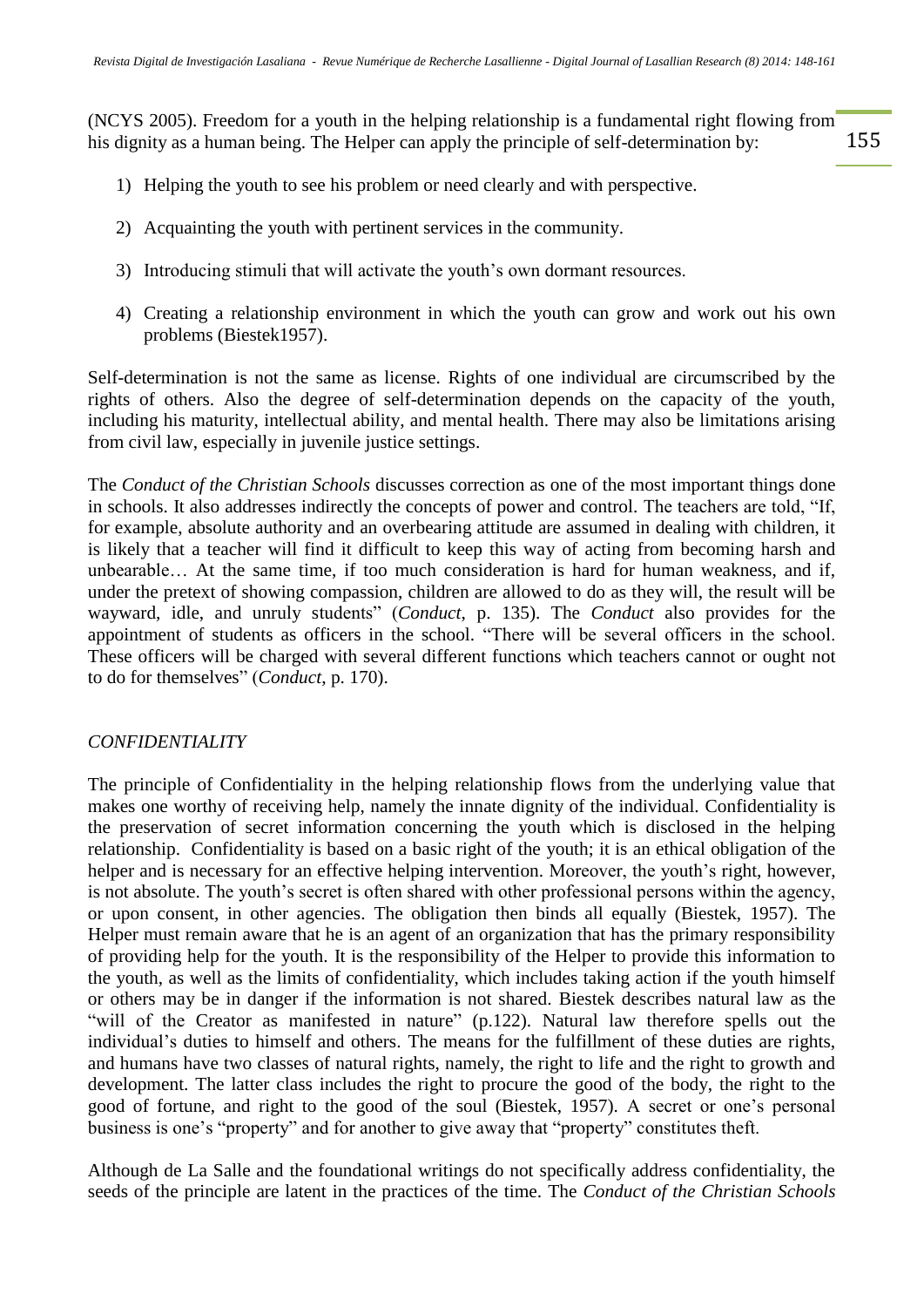(NCYS 2005). Freedom for a youth in the helping relationship is a fundamental right flowing from his dignity as a human being. The Helper can apply the principle of self-determination by:

1) Helping the youth to see his problem or need clearly and with perspective.
2) Acquainting the youth with pertinent services in the community.
3) Introducing stimuli that will activate the youth's own dormant resources.
4) Creating a relationship environment in which the youth can grow and work out his own problems (Biestek1957).

Self-determination is not the same as license. Rights of one individual are circumscribed by the rights of others. Also the degree of self-determination depends on the capacity of the youth, including his maturity, intellectual ability, and mental health. There may also be limitations arising from civil law, especially in juvenile justice settings.

The *Conduct of the Christian Schools* discusses correction as one of the most important things done in schools. It also addresses indirectly the concepts of power and control. The teachers are told, "If, for example, absolute authority and an overbearing attitude are assumed in dealing with children, it is likely that a teacher will find it difficult to keep this way of acting from becoming harsh and unbearable… At the same time, if too much consideration is hard for human weakness, and if, under the pretext of showing compassion, children are allowed to do as they will, the result will be wayward, idle, and unruly students" (*Conduct*, p. 135). The *Conduct* also provides for the appointment of students as officers in the school. "There will be several officers in the school. These officers will be charged with several different functions which teachers cannot or ought not to do for themselves" (*Conduct*, p. 170).

*CONFIDENTIALITY*

The principle of Confidentiality in the helping relationship flows from the underlying value that makes one worthy of receiving help, namely the innate dignity of the individual. Confidentiality is the preservation of secret information concerning the youth which is disclosed in the helping relationship. Confidentiality is based on a basic right of the youth; it is an ethical obligation of the helper and is necessary for an effective helping intervention. Moreover, the youth's right, however, is not absolute. The youth's secret is often shared with other professional persons within the agency, or upon consent, in other agencies. The obligation then binds all equally (Biestek, 1957). The Helper must remain aware that he is an agent of an organization that has the primary responsibility of providing help for the youth. It is the responsibility of the Helper to provide this information to the youth, as well as the limits of confidentiality, which includes taking action if the youth himself or others may be in danger if the information is not shared. Biestek describes natural law as the "will of the Creator as manifested in nature" (p.122). Natural law therefore spells out the individual's duties to himself and others. The means for the fulfillment of these duties are rights, and humans have two classes of natural rights, namely, the right to life and the right to growth and development. The latter class includes the right to procure the good of the body, the right to the good of fortune, and right to the good of the soul (Biestek, 1957). A secret or one's personal business is one's "property" and for another to give away that "property" constitutes theft.

Although de La Salle and the foundational writings do not specifically address confidentiality, the seeds of the principle are latent in the practices of the time. The *Conduct of the Christian Schools*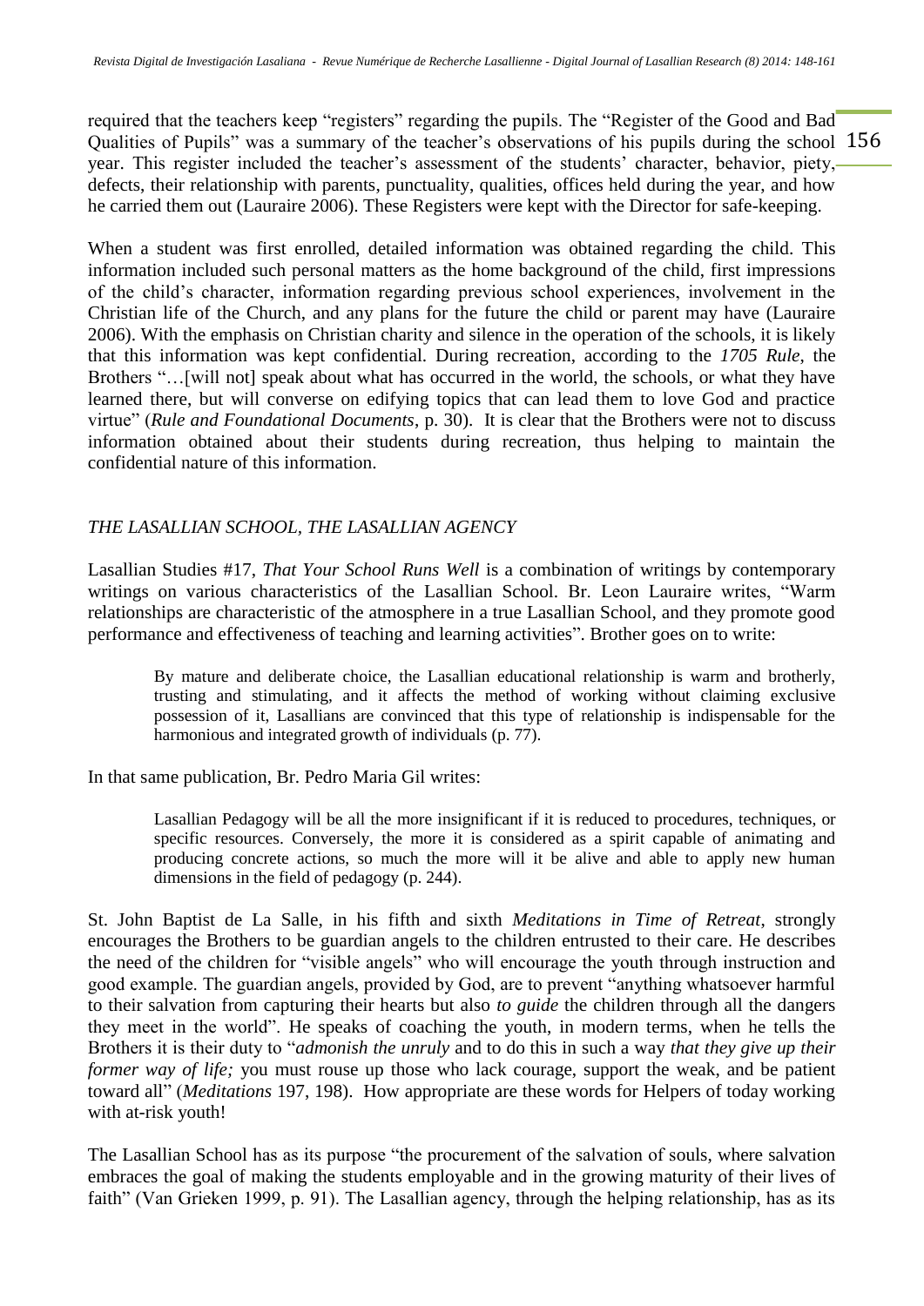required that the teachers keep "registers" regarding the pupils. The "Register of the Good and Bad Qualities of Pupils" was a summary of the teacher's observations of his pupils during the school year. This register included the teacher's assessment of the students' character, behavior, piety, defects, their relationship with parents, punctuality, qualities, offices held during the year, and how he carried them out (Lauraire 2006). These Registers were kept with the Director for safe-keeping.

When a student was first enrolled, detailed information was obtained regarding the child. This information included such personal matters as the home background of the child, first impressions of the child's character, information regarding previous school experiences, involvement in the Christian life of the Church, and any plans for the future the child or parent may have (Lauraire 2006). With the emphasis on Christian charity and silence in the operation of the schools, it is likely that this information was kept confidential. During recreation, according to the *1705 Rule*, the Brothers "…[will not] speak about what has occurred in the world, the schools, or what they have learned there, but will converse on edifying topics that can lead them to love God and practice virtue" (*Rule and Foundational Documents*, p. 30). It is clear that the Brothers were not to discuss information obtained about their students during recreation, thus helping to maintain the confidential nature of this information.

## *THE LASALLIAN SCHOOL, THE LASALLIAN AGENCY*

Lasallian Studies #17, *That Your School Runs Well* is a combination of writings by contemporary writings on various characteristics of the Lasallian School. Br. Leon Lauraire writes, "Warm relationships are characteristic of the atmosphere in a true Lasallian School, and they promote good performance and effectiveness of teaching and learning activities". Brother goes on to write:

> By mature and deliberate choice, the Lasallian educational relationship is warm and brotherly, trusting and stimulating, and it affects the method of working without claiming exclusive possession of it, Lasallians are convinced that this type of relationship is indispensable for the harmonious and integrated growth of individuals (p. 77).

In that same publication, Br. Pedro Maria Gil writes:

> Lasallian Pedagogy will be all the more insignificant if it is reduced to procedures, techniques, or specific resources. Conversely, the more it is considered as a spirit capable of animating and producing concrete actions, so much the more will it be alive and able to apply new human dimensions in the field of pedagogy (p. 244).

St. John Baptist de La Salle, in his fifth and sixth *Meditations in Time of Retreat*, strongly encourages the Brothers to be guardian angels to the children entrusted to their care. He describes the need of the children for "visible angels" who will encourage the youth through instruction and good example. The guardian angels, provided by God, are to prevent "anything whatsoever harmful to their salvation from capturing their hearts but also *to guide* the children through all the dangers they meet in the world". He speaks of coaching the youth, in modern terms, when he tells the Brothers it is their duty to "*admonish the unruly* and to do this in such a way *that they give up their former way of life;* you must rouse up those who lack courage, support the weak, and be patient toward all" (*Meditations* 197, 198). How appropriate are these words for Helpers of today working with at-risk youth!

The Lasallian School has as its purpose "the procurement of the salvation of souls, where salvation embraces the goal of making the students employable and in the growing maturity of their lives of faith" (Van Grieken 1999, p. 91). The Lasallian agency, through the helping relationship, has as its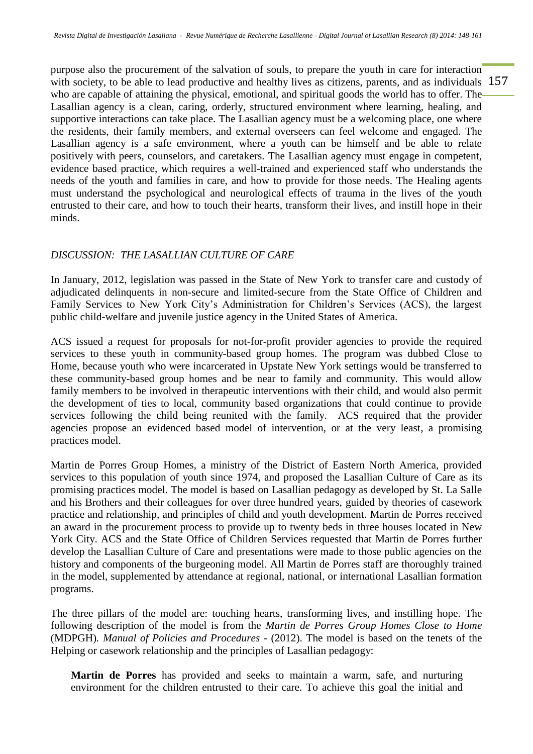purpose also the procurement of the salvation of souls, to prepare the youth in care for interaction with society, to be able to lead productive and healthy lives as citizens, parents, and as individuals who are capable of attaining the physical, emotional, and spiritual goods the world has to offer. The Lasallian agency is a clean, caring, orderly, structured environment where learning, healing, and supportive interactions can take place. The Lasallian agency must be a welcoming place, one where the residents, their family members, and external overseers can feel welcome and engaged. The Lasallian agency is a safe environment, where a youth can be himself and be able to relate positively with peers, counselors, and caretakers. The Lasallian agency must engage in competent, evidence based practice, which requires a well-trained and experienced staff who understands the needs of the youth and families in care, and how to provide for those needs. The Healing agents must understand the psychological and neurological effects of trauma in the lives of the youth entrusted to their care, and how to touch their hearts, transform their lives, and instill hope in their minds.

*DISCUSSION: THE LASALLIAN CULTURE OF CARE*

In January, 2012, legislation was passed in the State of New York to transfer care and custody of adjudicated delinquents in non-secure and limited-secure from the State Office of Children and Family Services to New York City's Administration for Children's Services (ACS), the largest public child-welfare and juvenile justice agency in the United States of America.

ACS issued a request for proposals for not-for-profit provider agencies to provide the required services to these youth in community-based group homes. The program was dubbed Close to Home, because youth who were incarcerated in Upstate New York settings would be transferred to these community-based group homes and be near to family and community. This would allow family members to be involved in therapeutic interventions with their child, and would also permit the development of ties to local, community based organizations that could continue to provide services following the child being reunited with the family. ACS required that the provider agencies propose an evidenced based model of intervention, or at the very least, a promising practices model.

Martin de Porres Group Homes, a ministry of the District of Eastern North America, provided services to this population of youth since 1974, and proposed the Lasallian Culture of Care as its promising practices model. The model is based on Lasallian pedagogy as developed by St. La Salle and his Brothers and their colleagues for over three hundred years, guided by theories of casework practice and relationship, and principles of child and youth development. Martin de Porres received an award in the procurement process to provide up to twenty beds in three houses located in New York City. ACS and the State Office of Children Services requested that Martin de Porres further develop the Lasallian Culture of Care and presentations were made to those public agencies on the history and components of the burgeoning model. All Martin de Porres staff are thoroughly trained in the model, supplemented by attendance at regional, national, or international Lasallian formation programs.

The three pillars of the model are: touching hearts, transforming lives, and instilling hope. The following description of the model is from the *Martin de Porres Group Homes Close to Home* (MDPGH). *Manual of Policies and Procedures* - (2012). The model is based on the tenets of the Helping or casework relationship and the principles of Lasallian pedagogy:

> **Martin de Porres** has provided and seeks to maintain a warm, safe, and nurturing environment for the children entrusted to their care. To achieve this goal the initial and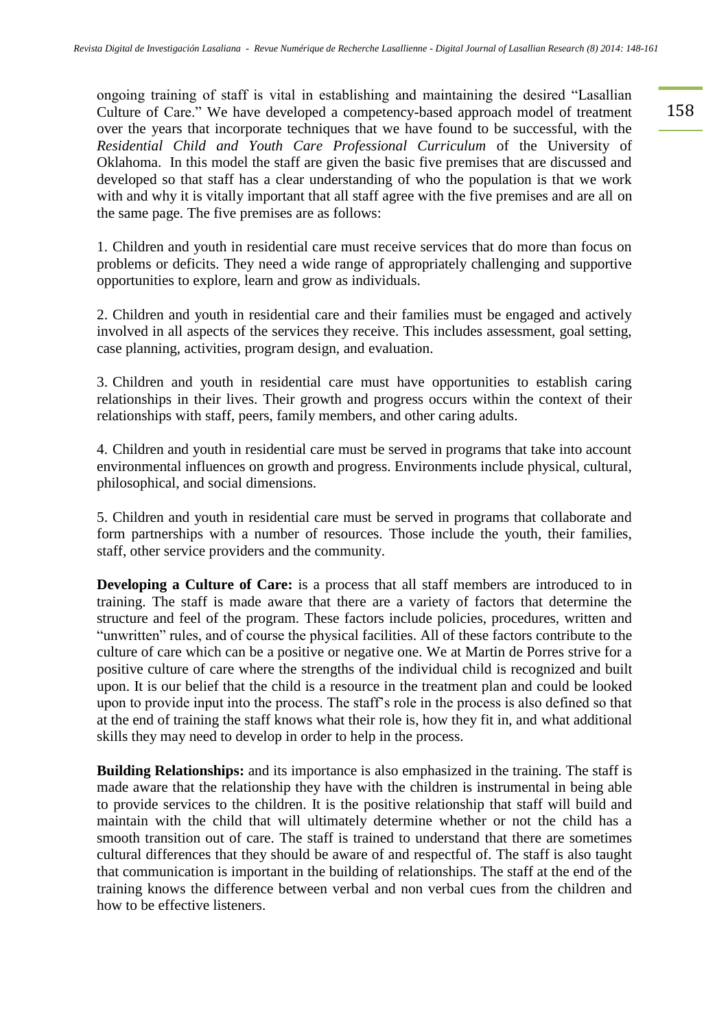ongoing training of staff is vital in establishing and maintaining the desired "Lasallian Culture of Care." We have developed a competency-based approach model of treatment over the years that incorporate techniques that we have found to be successful, with the *Residential Child and Youth Care Professional Curriculum* of the University of Oklahoma. In this model the staff are given the basic five premises that are discussed and developed so that staff has a clear understanding of who the population is that we work with and why it is vitally important that all staff agree with the five premises and are all on the same page. The five premises are as follows:

1. Children and youth in residential care must receive services that do more than focus on problems or deficits. They need a wide range of appropriately challenging and supportive opportunities to explore, learn and grow as individuals.

2. Children and youth in residential care and their families must be engaged and actively involved in all aspects of the services they receive. This includes assessment, goal setting, case planning, activities, program design, and evaluation.

3. Children and youth in residential care must have opportunities to establish caring relationships in their lives. Their growth and progress occurs within the context of their relationships with staff, peers, family members, and other caring adults.

4. Children and youth in residential care must be served in programs that take into account environmental influences on growth and progress. Environments include physical, cultural, philosophical, and social dimensions.

5. Children and youth in residential care must be served in programs that collaborate and form partnerships with a number of resources. Those include the youth, their families, staff, other service providers and the community.

**Developing a Culture of Care:** is a process that all staff members are introduced to in training. The staff is made aware that there are a variety of factors that determine the structure and feel of the program. These factors include policies, procedures, written and "unwritten" rules, and of course the physical facilities. All of these factors contribute to the culture of care which can be a positive or negative one. We at Martin de Porres strive for a positive culture of care where the strengths of the individual child is recognized and built upon. It is our belief that the child is a resource in the treatment plan and could be looked upon to provide input into the process. The staff's role in the process is also defined so that at the end of training the staff knows what their role is, how they fit in, and what additional skills they may need to develop in order to help in the process.

**Building Relationships:** and its importance is also emphasized in the training. The staff is made aware that the relationship they have with the children is instrumental in being able to provide services to the children. It is the positive relationship that staff will build and maintain with the child that will ultimately determine whether or not the child has a smooth transition out of care. The staff is trained to understand that there are sometimes cultural differences that they should be aware of and respectful of. The staff is also taught that communication is important in the building of relationships. The staff at the end of the training knows the difference between verbal and non verbal cues from the children and how to be effective listeners.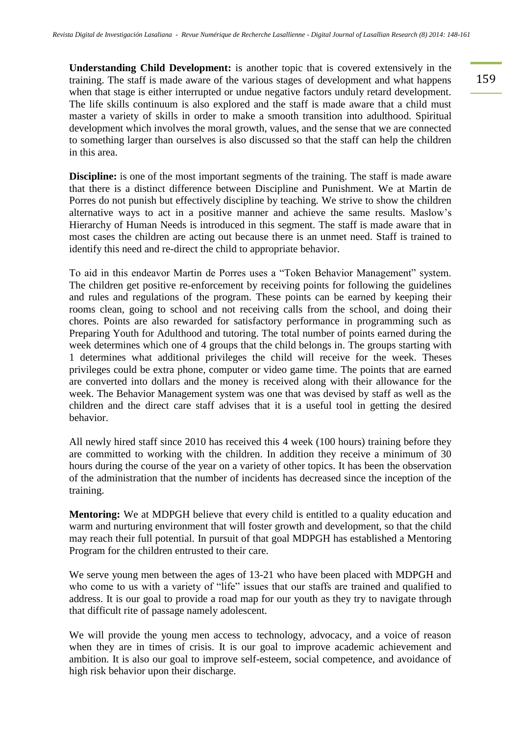**Understanding Child Development:** is another topic that is covered extensively in the training. The staff is made aware of the various stages of development and what happens when that stage is either interrupted or undue negative factors unduly retard development. The life skills continuum is also explored and the staff is made aware that a child must master a variety of skills in order to make a smooth transition into adulthood. Spiritual development which involves the moral growth, values, and the sense that we are connected to something larger than ourselves is also discussed so that the staff can help the children in this area.

**Discipline:** is one of the most important segments of the training. The staff is made aware that there is a distinct difference between Discipline and Punishment. We at Martin de Porres do not punish but effectively discipline by teaching. We strive to show the children alternative ways to act in a positive manner and achieve the same results. Maslow's Hierarchy of Human Needs is introduced in this segment. The staff is made aware that in most cases the children are acting out because there is an unmet need. Staff is trained to identify this need and re-direct the child to appropriate behavior.

To aid in this endeavor Martin de Porres uses a "Token Behavior Management" system. The children get positive re-enforcement by receiving points for following the guidelines and rules and regulations of the program. These points can be earned by keeping their rooms clean, going to school and not receiving calls from the school, and doing their chores. Points are also rewarded for satisfactory performance in programming such as Preparing Youth for Adulthood and tutoring. The total number of points earned during the week determines which one of 4 groups that the child belongs in. The groups starting with 1 determines what additional privileges the child will receive for the week. Theses privileges could be extra phone, computer or video game time. The points that are earned are converted into dollars and the money is received along with their allowance for the week. The Behavior Management system was one that was devised by staff as well as the children and the direct care staff advises that it is a useful tool in getting the desired behavior.

All newly hired staff since 2010 has received this 4 week (100 hours) training before they are committed to working with the children. In addition they receive a minimum of 30 hours during the course of the year on a variety of other topics. It has been the observation of the administration that the number of incidents has decreased since the inception of the training.

**Mentoring:** We at MDPGH believe that every child is entitled to a quality education and warm and nurturing environment that will foster growth and development, so that the child may reach their full potential. In pursuit of that goal MDPGH has established a Mentoring Program for the children entrusted to their care.

We serve young men between the ages of 13-21 who have been placed with MDPGH and who come to us with a variety of "life" issues that our staffs are trained and qualified to address. It is our goal to provide a road map for our youth as they try to navigate through that difficult rite of passage namely adolescent.

We will provide the young men access to technology, advocacy, and a voice of reason when they are in times of crisis. It is our goal to improve academic achievement and ambition. It is also our goal to improve self-esteem, social competence, and avoidance of high risk behavior upon their discharge.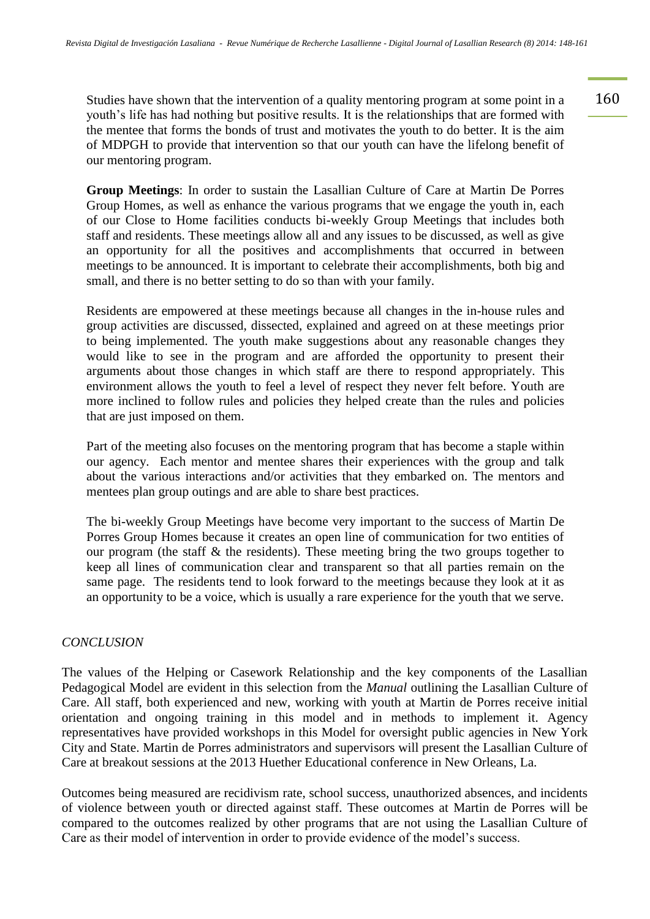Studies have shown that the intervention of a quality mentoring program at some point in a youth's life has had nothing but positive results. It is the relationships that are formed with the mentee that forms the bonds of trust and motivates the youth to do better. It is the aim of MDPGH to provide that intervention so that our youth can have the lifelong benefit of our mentoring program.

**Group Meetings**: In order to sustain the Lasallian Culture of Care at Martin De Porres Group Homes, as well as enhance the various programs that we engage the youth in, each of our Close to Home facilities conducts bi-weekly Group Meetings that includes both staff and residents. These meetings allow all and any issues to be discussed, as well as give an opportunity for all the positives and accomplishments that occurred in between meetings to be announced. It is important to celebrate their accomplishments, both big and small, and there is no better setting to do so than with your family.

Residents are empowered at these meetings because all changes in the in-house rules and group activities are discussed, dissected, explained and agreed on at these meetings prior to being implemented. The youth make suggestions about any reasonable changes they would like to see in the program and are afforded the opportunity to present their arguments about those changes in which staff are there to respond appropriately. This environment allows the youth to feel a level of respect they never felt before. Youth are more inclined to follow rules and policies they helped create than the rules and policies that are just imposed on them.

Part of the meeting also focuses on the mentoring program that has become a staple within our agency. Each mentor and mentee shares their experiences with the group and talk about the various interactions and/or activities that they embarked on. The mentors and mentees plan group outings and are able to share best practices.

The bi-weekly Group Meetings have become very important to the success of Martin De Porres Group Homes because it creates an open line of communication for two entities of our program (the staff & the residents). These meeting bring the two groups together to keep all lines of communication clear and transparent so that all parties remain on the same page. The residents tend to look forward to the meetings because they look at it as an opportunity to be a voice, which is usually a rare experience for the youth that we serve.

## *CONCLUSION*

The values of the Helping or Casework Relationship and the key components of the Lasallian Pedagogical Model are evident in this selection from the *Manual* outlining the Lasallian Culture of Care. All staff, both experienced and new, working with youth at Martin de Porres receive initial orientation and ongoing training in this model and in methods to implement it. Agency representatives have provided workshops in this Model for oversight public agencies in New York City and State. Martin de Porres administrators and supervisors will present the Lasallian Culture of Care at breakout sessions at the 2013 Huether Educational conference in New Orleans, La.

Outcomes being measured are recidivism rate, school success, unauthorized absences, and incidents of violence between youth or directed against staff. These outcomes at Martin de Porres will be compared to the outcomes realized by other programs that are not using the Lasallian Culture of Care as their model of intervention in order to provide evidence of the model's success.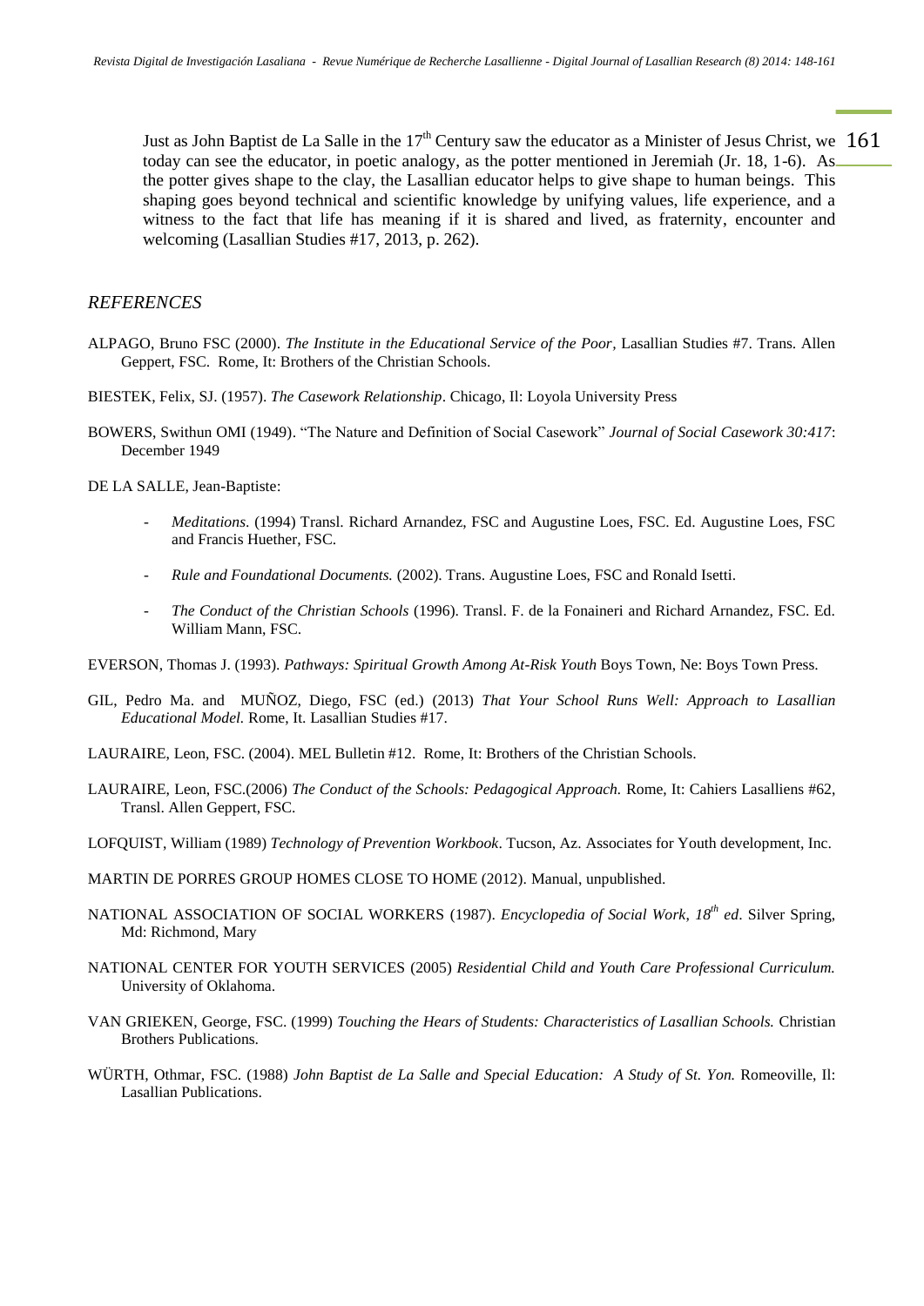Just as John Baptist de La Salle in the 17th Century saw the educator as a Minister of Jesus Christ, we today can see the educator, in poetic analogy, as the potter mentioned in Jeremiah (Jr. 18, 1-6). As the potter gives shape to the clay, the Lasallian educator helps to give shape to human beings. This shaping goes beyond technical and scientific knowledge by unifying values, life experience, and a witness to the fact that life has meaning if it is shared and lived, as fraternity, encounter and welcoming (Lasallian Studies #17, 2013, p. 262).

## *REFERENCES*

ALPAGO, Bruno FSC (2000). *The Institute in the Educational Service of the Poor*, Lasallian Studies #7. Trans. Allen Geppert, FSC. Rome, It: Brothers of the Christian Schools.

BIESTEK, Felix, SJ. (1957). *The Casework Relationship*. Chicago, Il: Loyola University Press

BOWERS, Swithun OMI (1949). "The Nature and Definition of Social Casework" *Journal of Social Casework 30:417*: December 1949

DE LA SALLE, Jean-Baptiste:

- *Meditations*. (1994) Transl. Richard Arnandez, FSC and Augustine Loes, FSC. Ed. Augustine Loes, FSC and Francis Huether, FSC.
- *Rule and Foundational Documents.* (2002). Trans. Augustine Loes, FSC and Ronald Isetti.
- *The Conduct of the Christian Schools* (1996). Transl. F. de la Fonaineri and Richard Arnandez, FSC. Ed. William Mann, FSC.

EVERSON, Thomas J. (1993). *Pathways: Spiritual Growth Among At-Risk Youth* Boys Town, Ne: Boys Town Press.

GIL, Pedro Ma. and MUÑOZ, Diego, FSC (ed.) (2013) *That Your School Runs Well: Approach to Lasallian Educational Model.* Rome, It. Lasallian Studies #17.

LAURAIRE, Leon, FSC. (2004). MEL Bulletin #12. Rome, It: Brothers of the Christian Schools.

LAURAIRE, Leon, FSC.(2006) *The Conduct of the Schools: Pedagogical Approach.* Rome, It: Cahiers Lasalliens #62, Transl. Allen Geppert, FSC.

LOFQUIST, William (1989) *Technology of Prevention Workbook*. Tucson, Az. Associates for Youth development, Inc.

MARTIN DE PORRES GROUP HOMES CLOSE TO HOME (2012). Manual, unpublished.

NATIONAL ASSOCIATION OF SOCIAL WORKERS (1987). *Encyclopedia of Social Work, 18th ed*. Silver Spring, Md: Richmond, Mary

NATIONAL CENTER FOR YOUTH SERVICES (2005) *Residential Child and Youth Care Professional Curriculum.* University of Oklahoma.

VAN GRIEKEN, George, FSC. (1999) *Touching the Hears of Students: Characteristics of Lasallian Schools.* Christian Brothers Publications.

WÜRTH, Othmar, FSC. (1988) *John Baptist de La Salle and Special Education: A Study of St. Yon.* Romeoville, Il: Lasallian Publications.